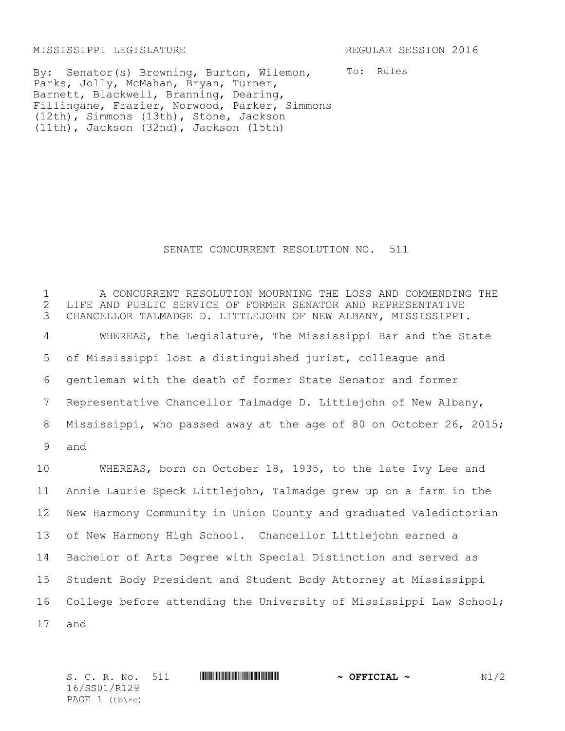MISSISSIPPI LEGISLATURE REGULAR SESSION 2016

By: Senator(s) Browning, Burton, Wilemon, Parks, Jolly, McMahan, Bryan, Turner, Barnett, Blackwell, Branning, Dearing, Fillingane, Frazier, Norwood, Parker, Simmons (12th), Simmons (13th), Stone, Jackson (11th), Jackson (32nd), Jackson (15th)

To: Rules

# SENATE CONCURRENT RESOLUTION NO. 511

1 A CONCURRENT RESOLUTION MOURNING THE LOSS AND COMMENDING THE
2 LIFE AND PUBLIC SERVICE OF FORMER SENATOR AND REPRESENTATIVE
3 CHANCELLOR TALMADGE D. LITTLEJOHN OF NEW ALBANY, MISSISSIPPI.

4 WHEREAS, the Legislature, The Mississippi Bar and the State
5 of Mississippi lost a distinguished jurist, colleague and
6 gentleman with the death of former State Senator and former
7 Representative Chancellor Talmadge D. Littlejohn of New Albany,
8 Mississippi, who passed away at the age of 80 on October 26, 2015;
9 and

10 WHEREAS, born on October 18, 1935, to the late Ivy Lee and
11 Annie Laurie Speck Littlejohn, Talmadge grew up on a farm in the
12 New Harmony Community in Union County and graduated Valedictorian
13 of New Harmony High School. Chancellor Littlejohn earned a
14 Bachelor of Arts Degree with Special Distinction and served as
15 Student Body President and Student Body Attorney at Mississippi
16 College before attending the University of Mississippi Law School;
17 and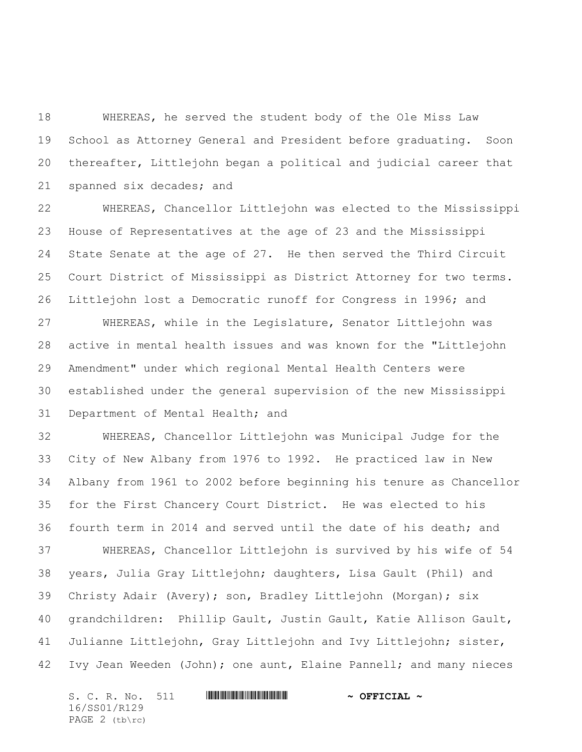WHEREAS, he served the student body of the Ole Miss Law School as Attorney General and President before graduating. Soon thereafter, Littlejohn began a political and judicial career that spanned six decades; and

WHEREAS, Chancellor Littlejohn was elected to the Mississippi House of Representatives at the age of 23 and the Mississippi State Senate at the age of 27. He then served the Third Circuit Court District of Mississippi as District Attorney for two terms. Littlejohn lost a Democratic runoff for Congress in 1996; and

WHEREAS, while in the Legislature, Senator Littlejohn was active in mental health issues and was known for the "Littlejohn Amendment" under which regional Mental Health Centers were established under the general supervision of the new Mississippi Department of Mental Health; and

WHEREAS, Chancellor Littlejohn was Municipal Judge for the City of New Albany from 1976 to 1992. He practiced law in New Albany from 1961 to 2002 before beginning his tenure as Chancellor for the First Chancery Court District. He was elected to his fourth term in 2014 and served until the date of his death; and

WHEREAS, Chancellor Littlejohn is survived by his wife of 54 years, Julia Gray Littlejohn; daughters, Lisa Gault (Phil) and Christy Adair (Avery); son, Bradley Littlejohn (Morgan); six grandchildren: Phillip Gault, Justin Gault, Katie Allison Gault, Julianne Littlejohn, Gray Littlejohn and Ivy Littlejohn; sister, Ivy Jean Weeden (John); one aunt, Elaine Pannell; and many nieces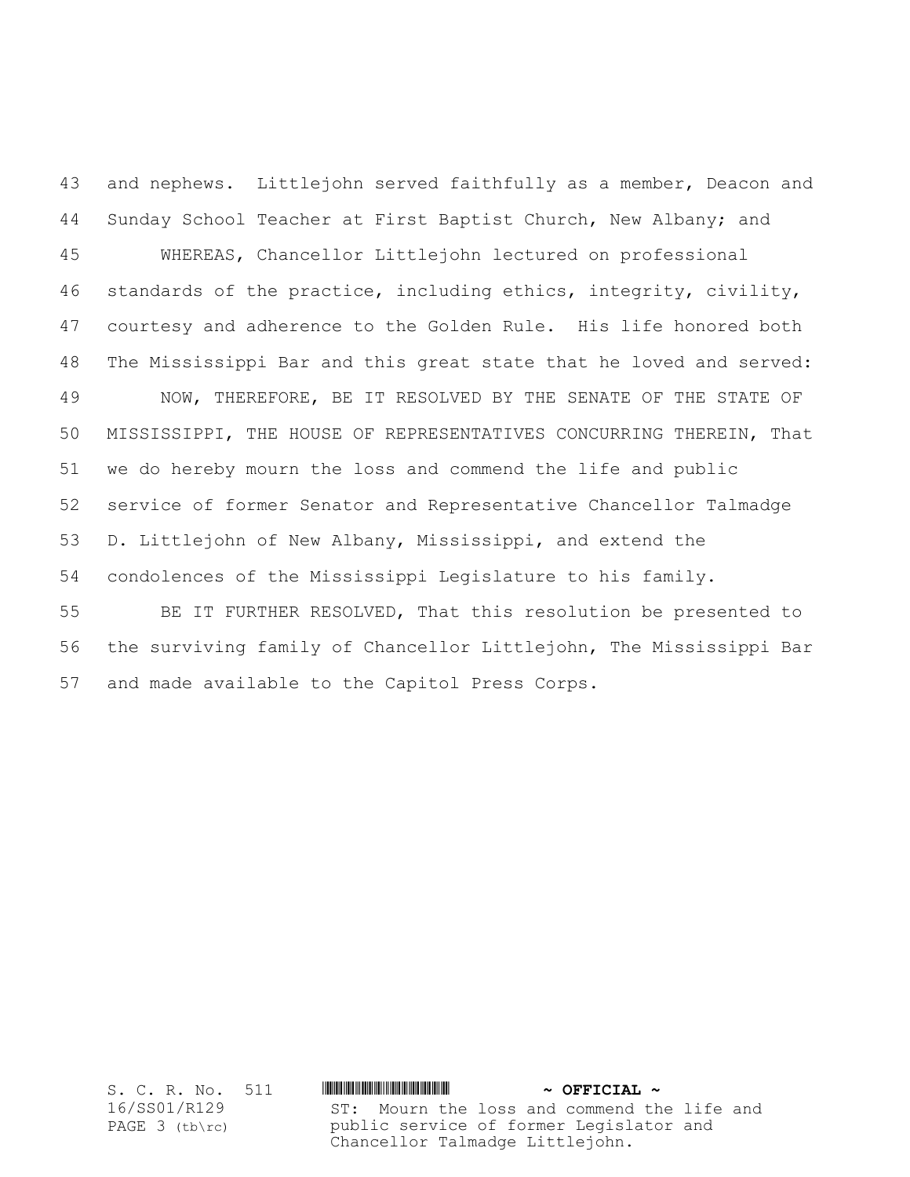and nephews. Littlejohn served faithfully as a member, Deacon and Sunday School Teacher at First Baptist Church, New Albany; and

WHEREAS, Chancellor Littlejohn lectured on professional standards of the practice, including ethics, integrity, civility, courtesy and adherence to the Golden Rule. His life honored both The Mississippi Bar and this great state that he loved and served:

NOW, THEREFORE, BE IT RESOLVED BY THE SENATE OF THE STATE OF MISSISSIPPI, THE HOUSE OF REPRESENTATIVES CONCURRING THEREIN, That we do hereby mourn the loss and commend the life and public service of former Senator and Representative Chancellor Talmadge D. Littlejohn of New Albany, Mississippi, and extend the condolences of the Mississippi Legislature to his family.

BE IT FURTHER RESOLVED, That this resolution be presented to the surviving family of Chancellor Littlejohn, The Mississippi Bar and made available to the Capitol Press Corps.